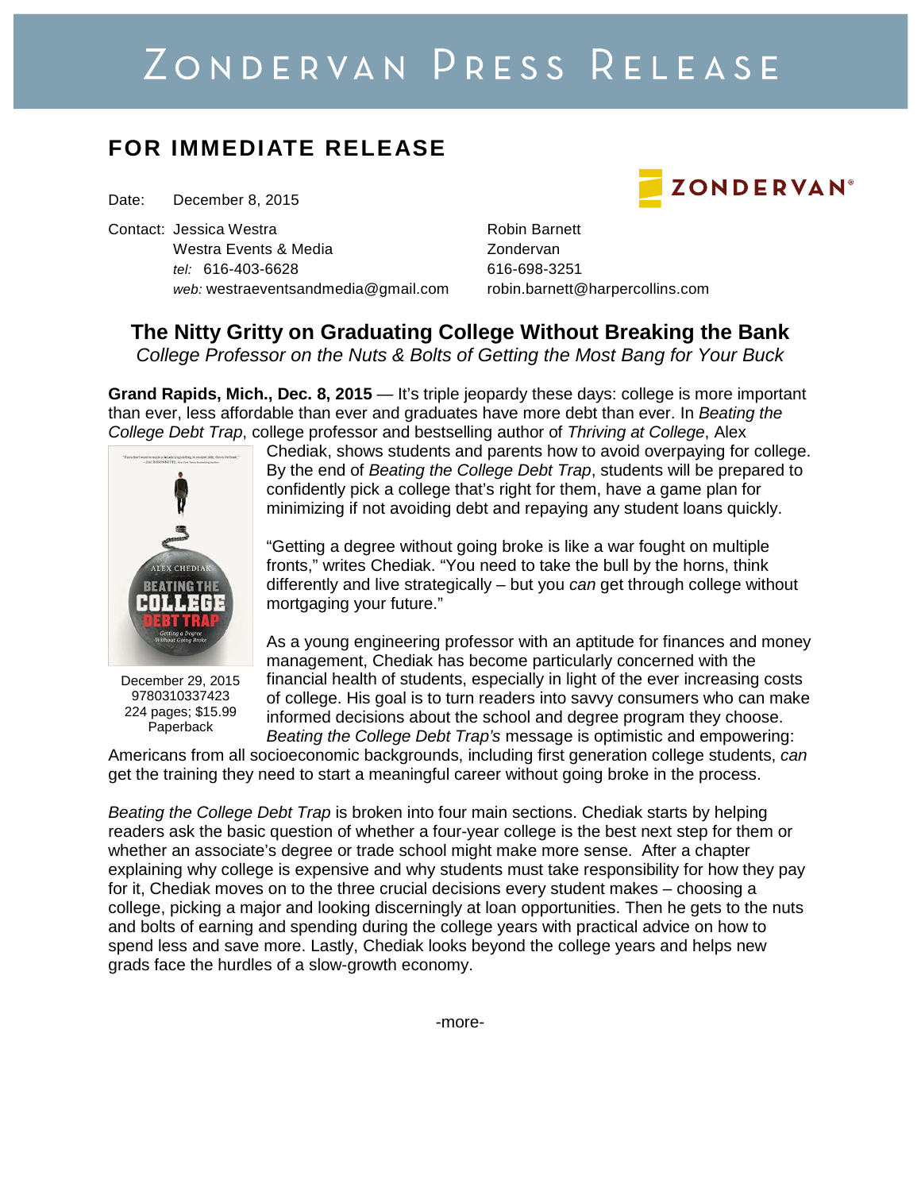# ZONDERVAN PRESS RELEASE

## FOR IMMEDIATE RELEASE

ZONDERVAN®

Date: December 8, 2015

Contact: Jessica Westra
Westra Events & Media
*tel:* 616-403-6628
*web:* westraeventsandmedia@gmail.com

Robin Barnett
Zondervan
616-698-3251
robin.barnett@harpercollins.com

### The Nitty Gritty on Graduating College Without Breaking the Bank

*College Professor on the Nuts & Bolts of Getting the Most Bang for Your Buck*

**Grand Rapids, Mich., Dec. 8, 2015** — It's triple jeopardy these days: college is more important than ever, less affordable than ever and graduates have more debt than ever. In *Beating the College Debt Trap*, college professor and bestselling author of *Thriving at College*, Alex Chediak, shows students and parents how to avoid overpaying for college. By the end of *Beating the College Debt Trap*, students will be prepared to confidently pick a college that's right for them, have a game plan for minimizing if not avoiding debt and repaying any student loans quickly.

December 29, 2015
9780310337423
224 pages; $15.99
Paperback

"Getting a degree without going broke is like a war fought on multiple fronts," writes Chediak. "You need to take the bull by the horns, think differently and live strategically – but you *can* get through college without mortgaging your future."

As a young engineering professor with an aptitude for finances and money management, Chediak has become particularly concerned with the financial health of students, especially in light of the ever increasing costs of college. His goal is to turn readers into savvy consumers who can make informed decisions about the school and degree program they choose. *Beating the College Debt Trap's* message is optimistic and empowering: Americans from all socioeconomic backgrounds, including first generation college students, *can* get the training they need to start a meaningful career without going broke in the process.

*Beating the College Debt Trap* is broken into four main sections. Chediak starts by helping readers ask the basic question of whether a four-year college is the best next step for them or whether an associate's degree or trade school might make more sense. After a chapter explaining why college is expensive and why students must take responsibility for how they pay for it, Chediak moves on to the three crucial decisions every student makes – choosing a college, picking a major and looking discerningly at loan opportunities. Then he gets to the nuts and bolts of earning and spending during the college years with practical advice on how to spend less and save more. Lastly, Chediak looks beyond the college years and helps new grads face the hurdles of a slow-growth economy.

-more-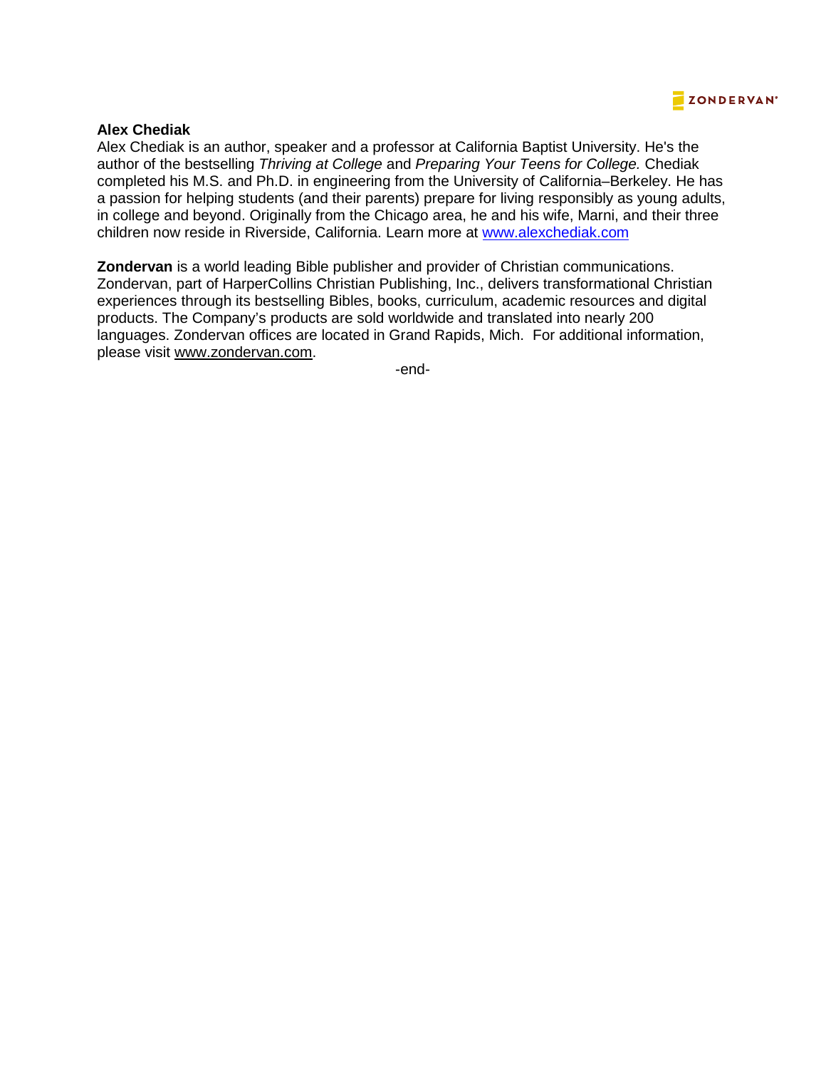**Alex Chediak**

Alex Chediak is an author, speaker and a professor at California Baptist University. He's the author of the bestselling *Thriving at College* and *Preparing Your Teens for College.* Chediak completed his M.S. and Ph.D. in engineering from the University of California–Berkeley. He has a passion for helping students (and their parents) prepare for living responsibly as young adults, in college and beyond. Originally from the Chicago area, he and his wife, Marni, and their three children now reside in Riverside, California. Learn more at www.alexchediak.com

**Zondervan** is a world leading Bible publisher and provider of Christian communications. Zondervan, part of HarperCollins Christian Publishing, Inc., delivers transformational Christian experiences through its bestselling Bibles, books, curriculum, academic resources and digital products. The Company's products are sold worldwide and translated into nearly 200 languages. Zondervan offices are located in Grand Rapids, Mich. For additional information, please visit www.zondervan.com.

-end-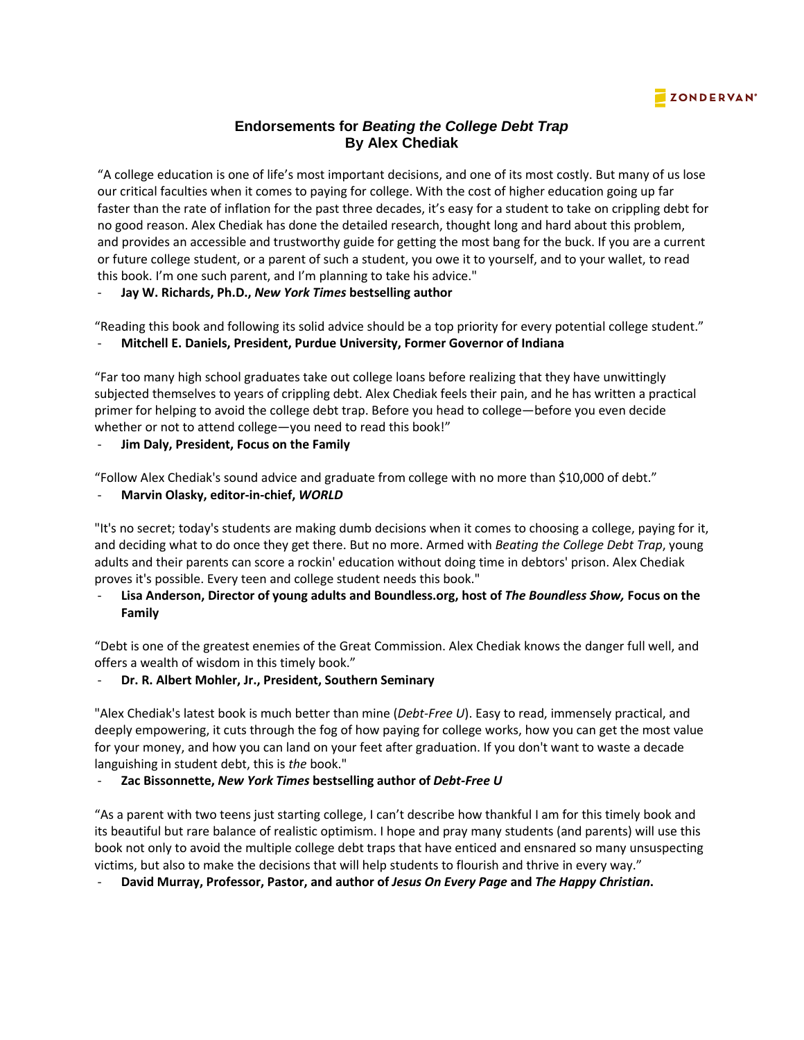ZONDERVAN

## Endorsements for *Beating the College Debt Trap*
## By Alex Chediak

"A college education is one of life's most important decisions, and one of its most costly. But many of us lose our critical faculties when it comes to paying for college. With the cost of higher education going up far faster than the rate of inflation for the past three decades, it's easy for a student to take on crippling debt for no good reason. Alex Chediak has done the detailed research, thought long and hard about this problem, and provides an accessible and trustworthy guide for getting the most bang for the buck. If you are a current or future college student, or a parent of such a student, you owe it to yourself, and to your wallet, to read this book. I'm one such parent, and I'm planning to take his advice."

- **Jay W. Richards, Ph.D., *New York Times* bestselling author**

"Reading this book and following its solid advice should be a top priority for every potential college student."

- **Mitchell E. Daniels, President, Purdue University, Former Governor of Indiana**

"Far too many high school graduates take out college loans before realizing that they have unwittingly subjected themselves to years of crippling debt. Alex Chediak feels their pain, and he has written a practical primer for helping to avoid the college debt trap. Before you head to college—before you even decide whether or not to attend college—you need to read this book!"

- **Jim Daly, President, Focus on the Family**

"Follow Alex Chediak's sound advice and graduate from college with no more than $10,000 of debt."

- **Marvin Olasky, editor-in-chief, *WORLD***

"It's no secret; today's students are making dumb decisions when it comes to choosing a college, paying for it, and deciding what to do once they get there. But no more. Armed with *Beating the College Debt Trap*, young adults and their parents can score a rockin' education without doing time in debtors' prison. Alex Chediak proves it's possible. Every teen and college student needs this book."

- **Lisa Anderson, Director of young adults and Boundless.org, host of *The Boundless Show,* Focus on the Family**

"Debt is one of the greatest enemies of the Great Commission. Alex Chediak knows the danger full well, and offers a wealth of wisdom in this timely book."

- **Dr. R. Albert Mohler, Jr., President, Southern Seminary**

"Alex Chediak's latest book is much better than mine (*Debt-Free U*). Easy to read, immensely practical, and deeply empowering, it cuts through the fog of how paying for college works, how you can get the most value for your money, and how you can land on your feet after graduation. If you don't want to waste a decade languishing in student debt, this is *the* book."

- **Zac Bissonnette, *New York Times* bestselling author of *Debt-Free U***

"As a parent with two teens just starting college, I can't describe how thankful I am for this timely book and its beautiful but rare balance of realistic optimism. I hope and pray many students (and parents) will use this book not only to avoid the multiple college debt traps that have enticed and ensnared so many unsuspecting victims, but also to make the decisions that will help students to flourish and thrive in every way."

- **David Murray, Professor, Pastor, and author of *Jesus On Every Page* and *The Happy Christian*.**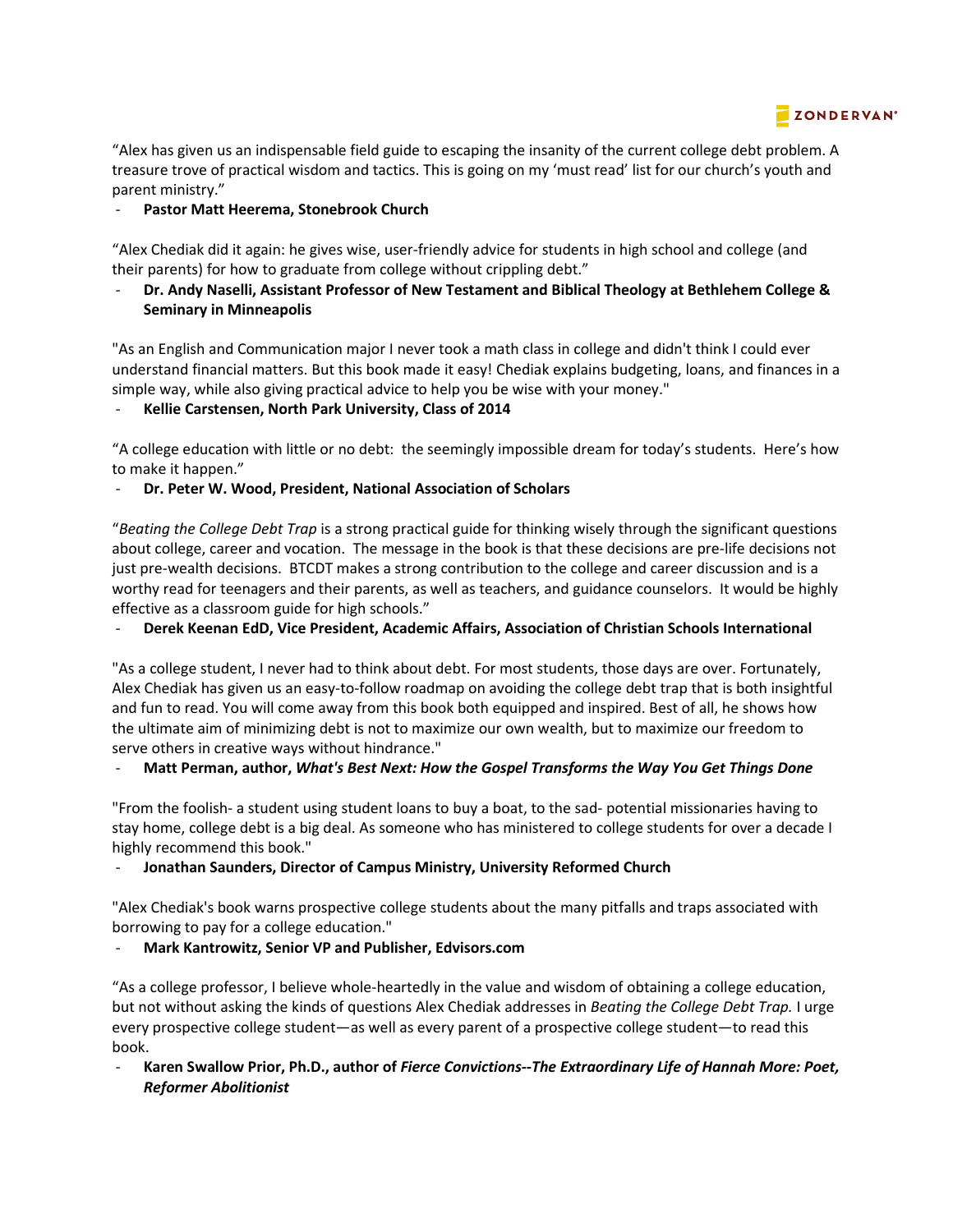"Alex has given us an indispensable field guide to escaping the insanity of the current college debt problem. A treasure trove of practical wisdom and tactics. This is going on my 'must read' list for our church's youth and parent ministry."

- **Pastor Matt Heerema, Stonebrook Church**

"Alex Chediak did it again: he gives wise, user-friendly advice for students in high school and college (and their parents) for how to graduate from college without crippling debt."

- **Dr. Andy Naselli, Assistant Professor of New Testament and Biblical Theology at Bethlehem College & Seminary in Minneapolis**

"As an English and Communication major I never took a math class in college and didn't think I could ever understand financial matters. But this book made it easy! Chediak explains budgeting, loans, and finances in a simple way, while also giving practical advice to help you be wise with your money."

- **Kellie Carstensen, North Park University, Class of 2014**

"A college education with little or no debt: the seemingly impossible dream for today's students. Here's how to make it happen."

- **Dr. Peter W. Wood, President, National Association of Scholars**

"*Beating the College Debt Trap* is a strong practical guide for thinking wisely through the significant questions about college, career and vocation. The message in the book is that these decisions are pre-life decisions not just pre-wealth decisions. BTCDT makes a strong contribution to the college and career discussion and is a worthy read for teenagers and their parents, as well as teachers, and guidance counselors. It would be highly effective as a classroom guide for high schools."

- **Derek Keenan EdD, Vice President, Academic Affairs, Association of Christian Schools International**

"As a college student, I never had to think about debt. For most students, those days are over. Fortunately, Alex Chediak has given us an easy-to-follow roadmap on avoiding the college debt trap that is both insightful and fun to read. You will come away from this book both equipped and inspired. Best of all, he shows how the ultimate aim of minimizing debt is not to maximize our own wealth, but to maximize our freedom to serve others in creative ways without hindrance."

- **Matt Perman, author, *What's Best Next: How the Gospel Transforms the Way You Get Things Done***

"From the foolish- a student using student loans to buy a boat, to the sad- potential missionaries having to stay home, college debt is a big deal. As someone who has ministered to college students for over a decade I highly recommend this book."

- **Jonathan Saunders, Director of Campus Ministry, University Reformed Church**

"Alex Chediak's book warns prospective college students about the many pitfalls and traps associated with borrowing to pay for a college education."

- **Mark Kantrowitz, Senior VP and Publisher, Edvisors.com**

"As a college professor, I believe whole-heartedly in the value and wisdom of obtaining a college education, but not without asking the kinds of questions Alex Chediak addresses in *Beating the College Debt Trap.* I urge every prospective college student—as well as every parent of a prospective college student—to read this book.

- **Karen Swallow Prior, Ph.D., author of *Fierce Convictions--The Extraordinary Life of Hannah More: Poet, Reformer Abolitionist***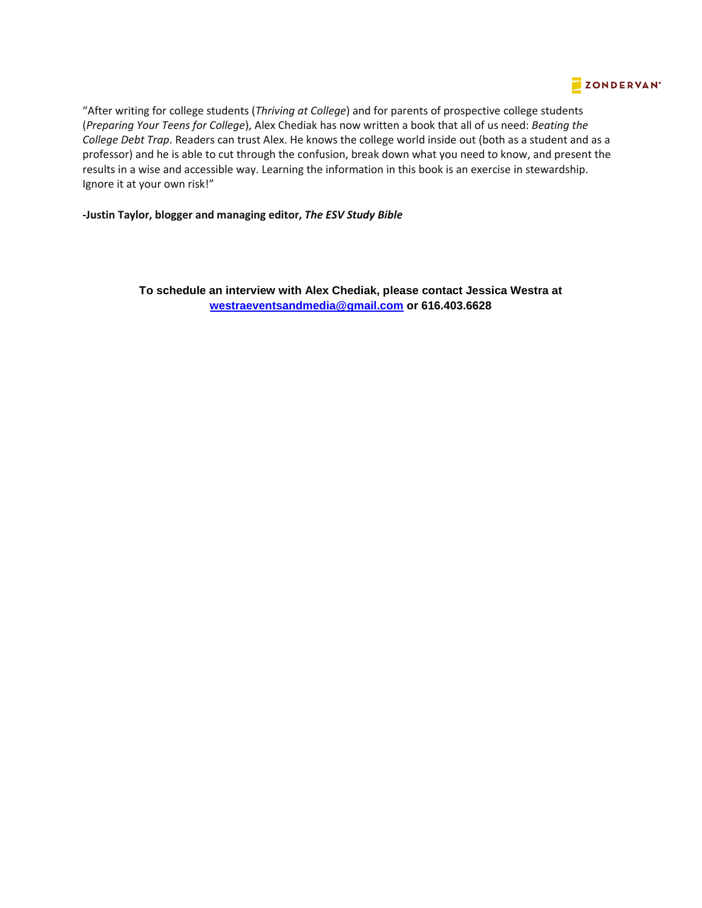"After writing for college students (*Thriving at College*) and for parents of prospective college students (*Preparing Your Teens for College*), Alex Chediak has now written a book that all of us need: *Beating the College Debt Trap*. Readers can trust Alex. He knows the college world inside out (both as a student and as a professor) and he is able to cut through the confusion, break down what you need to know, and present the results in a wise and accessible way. Learning the information in this book is an exercise in stewardship. Ignore it at your own risk!"

**-Justin Taylor, blogger and managing editor, *The ESV Study Bible***

**To schedule an interview with Alex Chediak, please contact Jessica Westra at westraeventsandmedia@gmail.com or 616.403.6628**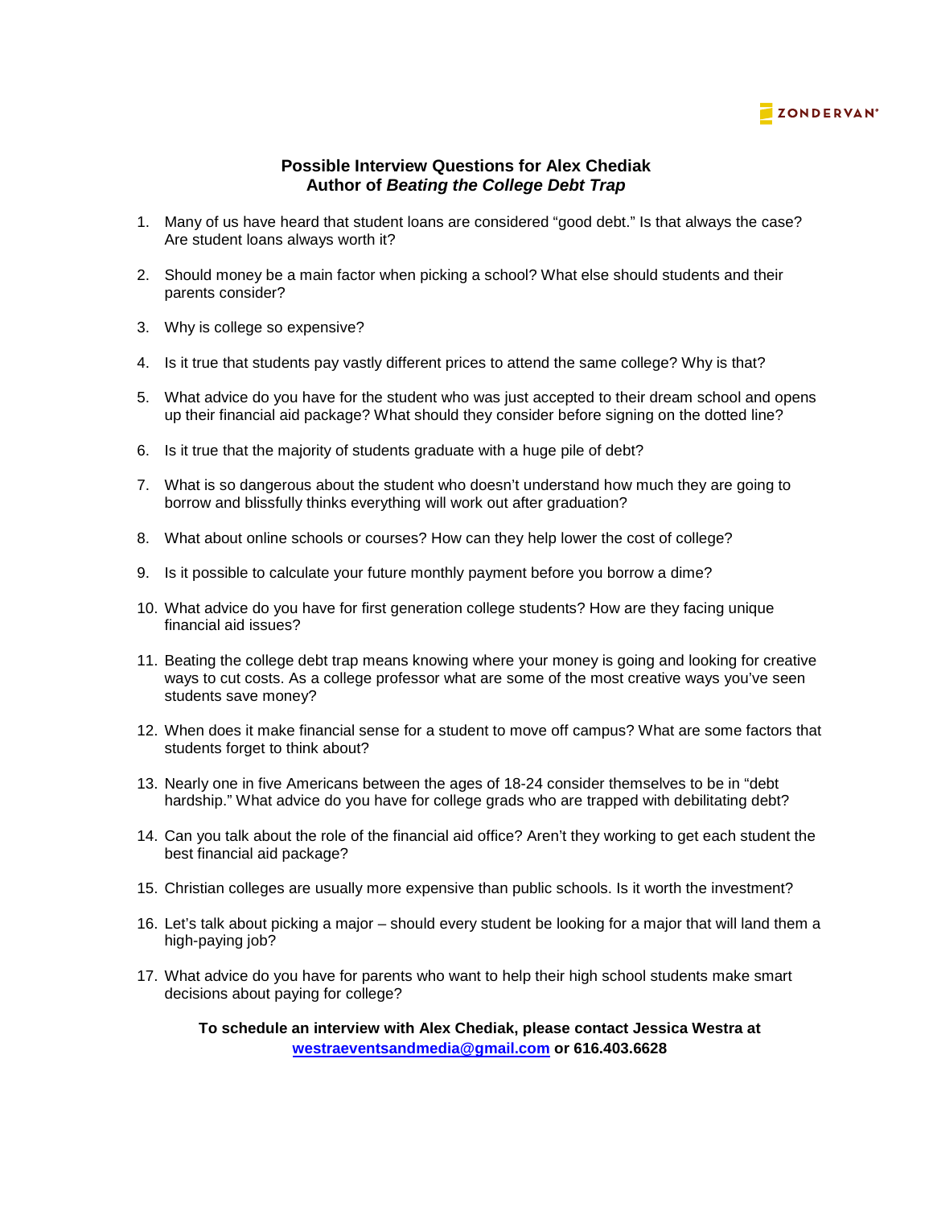ZONDERVAN

## Possible Interview Questions for Alex Chediak
## Author of *Beating the College Debt Trap*

1. Many of us have heard that student loans are considered "good debt." Is that always the case? Are student loans always worth it?

2. Should money be a main factor when picking a school? What else should students and their parents consider?

3. Why is college so expensive?

4. Is it true that students pay vastly different prices to attend the same college? Why is that?

5. What advice do you have for the student who was just accepted to their dream school and opens up their financial aid package? What should they consider before signing on the dotted line?

6. Is it true that the majority of students graduate with a huge pile of debt?

7. What is so dangerous about the student who doesn't understand how much they are going to borrow and blissfully thinks everything will work out after graduation?

8. What about online schools or courses? How can they help lower the cost of college?

9. Is it possible to calculate your future monthly payment before you borrow a dime?

10. What advice do you have for first generation college students? How are they facing unique financial aid issues?

11. Beating the college debt trap means knowing where your money is going and looking for creative ways to cut costs. As a college professor what are some of the most creative ways you've seen students save money?

12. When does it make financial sense for a student to move off campus? What are some factors that students forget to think about?

13. Nearly one in five Americans between the ages of 18-24 consider themselves to be in "debt hardship." What advice do you have for college grads who are trapped with debilitating debt?

14. Can you talk about the role of the financial aid office? Aren't they working to get each student the best financial aid package?

15. Christian colleges are usually more expensive than public schools. Is it worth the investment?

16. Let's talk about picking a major – should every student be looking for a major that will land them a high-paying job?

17. What advice do you have for parents who want to help their high school students make smart decisions about paying for college?

**To schedule an interview with Alex Chediak, please contact Jessica Westra at [westraeventsandmedia@gmail.com](mailto:westraeventsandmedia@gmail.com) or 616.403.6628**